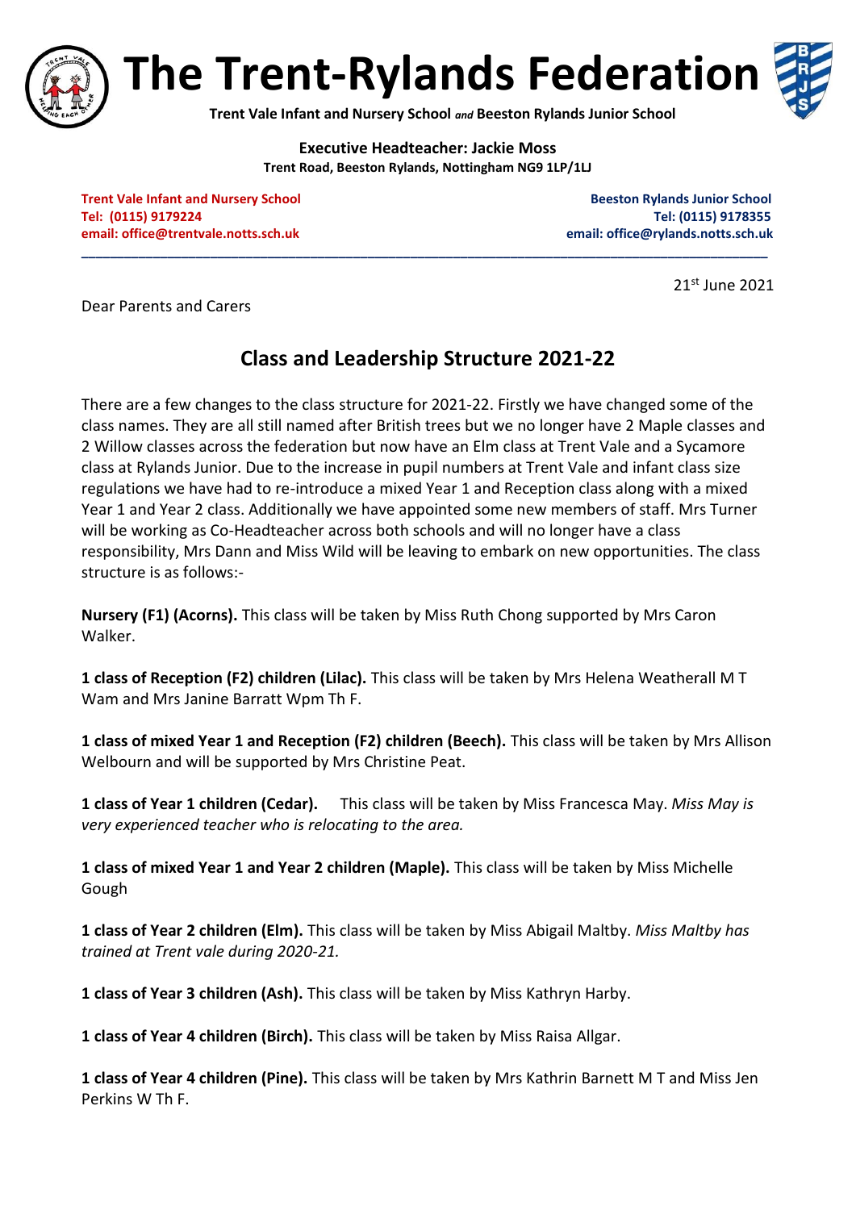# The Trent-Rylands Federation

**Trent Vale Infant and Nursery School *and* Beeston Rylands Junior School**

**Executive Headteacher: Jackie Moss**
**Trent Road, Beeston Rylands, Nottingham NG9 1LP/1LJ**

**Trent Vale Infant and Nursery School**
**Tel: (0115) 9179224**
**email: office@trentvale.notts.sch.uk**

**Beeston Rylands Junior School**
**Tel: (0115) 9178355**
**email: office@rylands.notts.sch.uk**

21st June 2021

Dear Parents and Carers

## Class and Leadership Structure 2021-22

There are a few changes to the class structure for 2021-22. Firstly we have changed some of the class names. They are all still named after British trees but we no longer have 2 Maple classes and 2 Willow classes across the federation but now have an Elm class at Trent Vale and a Sycamore class at Rylands Junior. Due to the increase in pupil numbers at Trent Vale and infant class size regulations we have had to re-introduce a mixed Year 1 and Reception class along with a mixed Year 1 and Year 2 class. Additionally we have appointed some new members of staff. Mrs Turner will be working as Co-Headteacher across both schools and will no longer have a class responsibility, Mrs Dann and Miss Wild will be leaving to embark on new opportunities. The class structure is as follows:-

**Nursery (F1) (Acorns).** This class will be taken by Miss Ruth Chong supported by Mrs Caron Walker.

**1 class of Reception (F2) children (Lilac).** This class will be taken by Mrs Helena Weatherall M T Wam and Mrs Janine Barratt Wpm Th F.

**1 class of mixed Year 1 and Reception (F2) children (Beech).** This class will be taken by Mrs Allison Welbourn and will be supported by Mrs Christine Peat.

**1 class of Year 1 children (Cedar).** This class will be taken by Miss Francesca May. *Miss May is very experienced teacher who is relocating to the area.*

**1 class of mixed Year 1 and Year 2 children (Maple).** This class will be taken by Miss Michelle Gough

**1 class of Year 2 children (Elm).** This class will be taken by Miss Abigail Maltby. *Miss Maltby has trained at Trent vale during 2020-21.*

**1 class of Year 3 children (Ash).** This class will be taken by Miss Kathryn Harby.

**1 class of Year 4 children (Birch).** This class will be taken by Miss Raisa Allgar.

**1 class of Year 4 children (Pine).** This class will be taken by Mrs Kathrin Barnett M T and Miss Jen Perkins W Th F.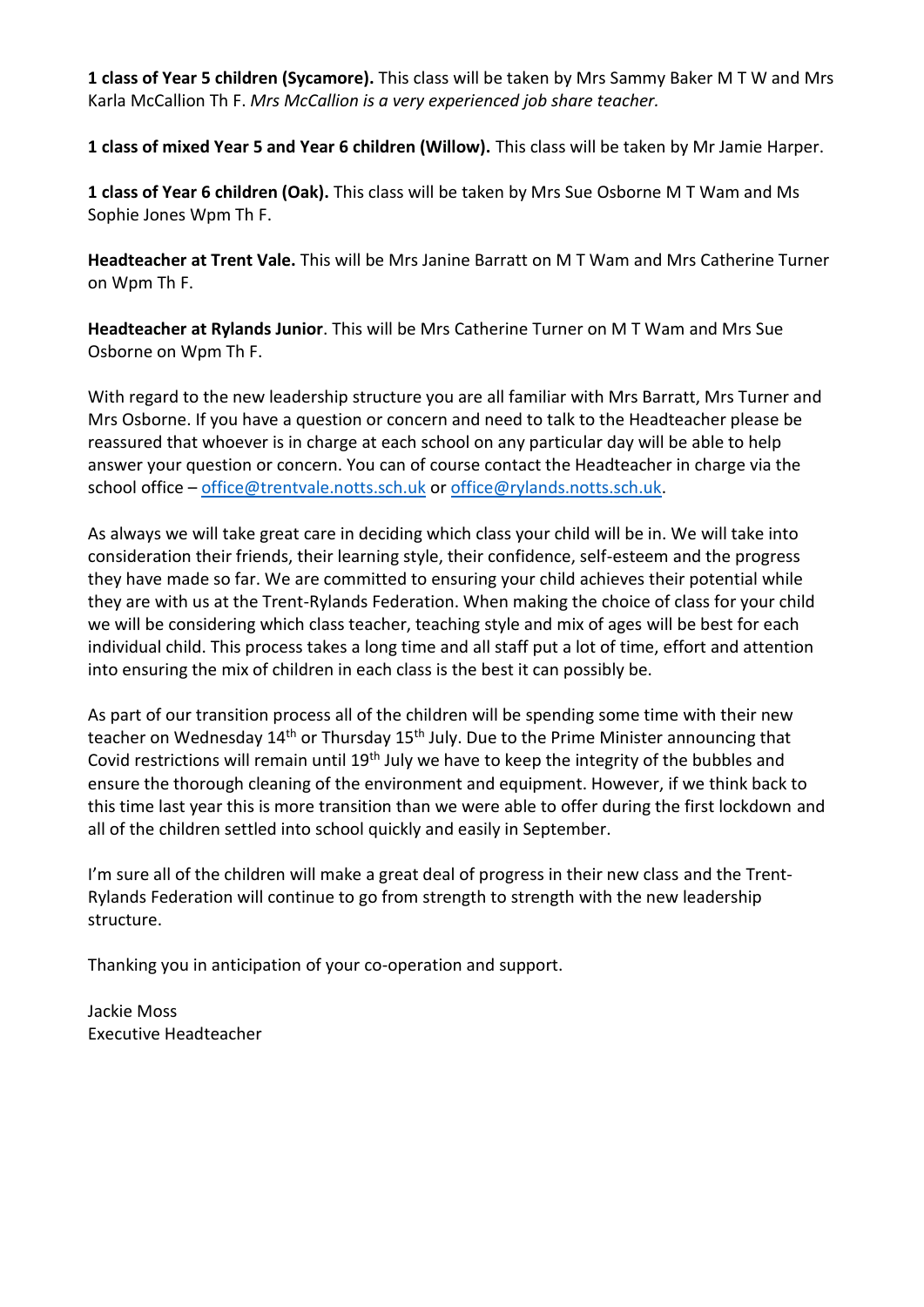**1 class of Year 5 children (Sycamore).** This class will be taken by Mrs Sammy Baker M T W and Mrs Karla McCallion Th F. *Mrs McCallion is a very experienced job share teacher.*

**1 class of mixed Year 5 and Year 6 children (Willow).** This class will be taken by Mr Jamie Harper.

**1 class of Year 6 children (Oak).** This class will be taken by Mrs Sue Osborne M T Wam and Ms Sophie Jones Wpm Th F.

**Headteacher at Trent Vale.** This will be Mrs Janine Barratt on M T Wam and Mrs Catherine Turner on Wpm Th F.

**Headteacher at Rylands Junior**. This will be Mrs Catherine Turner on M T Wam and Mrs Sue Osborne on Wpm Th F.

With regard to the new leadership structure you are all familiar with Mrs Barratt, Mrs Turner and Mrs Osborne. If you have a question or concern and need to talk to the Headteacher please be reassured that whoever is in charge at each school on any particular day will be able to help answer your question or concern. You can of course contact the Headteacher in charge via the school office – office@trentvale.notts.sch.uk or office@rylands.notts.sch.uk.

As always we will take great care in deciding which class your child will be in. We will take into consideration their friends, their learning style, their confidence, self-esteem and the progress they have made so far. We are committed to ensuring your child achieves their potential while they are with us at the Trent-Rylands Federation. When making the choice of class for your child we will be considering which class teacher, teaching style and mix of ages will be best for each individual child. This process takes a long time and all staff put a lot of time, effort and attention into ensuring the mix of children in each class is the best it can possibly be.

As part of our transition process all of the children will be spending some time with their new teacher on Wednesday 14th or Thursday 15th July. Due to the Prime Minister announcing that Covid restrictions will remain until 19th July we have to keep the integrity of the bubbles and ensure the thorough cleaning of the environment and equipment. However, if we think back to this time last year this is more transition than we were able to offer during the first lockdown and all of the children settled into school quickly and easily in September.

I'm sure all of the children will make a great deal of progress in their new class and the Trent-Rylands Federation will continue to go from strength to strength with the new leadership structure.

Thanking you in anticipation of your co-operation and support.

Jackie Moss
Executive Headteacher